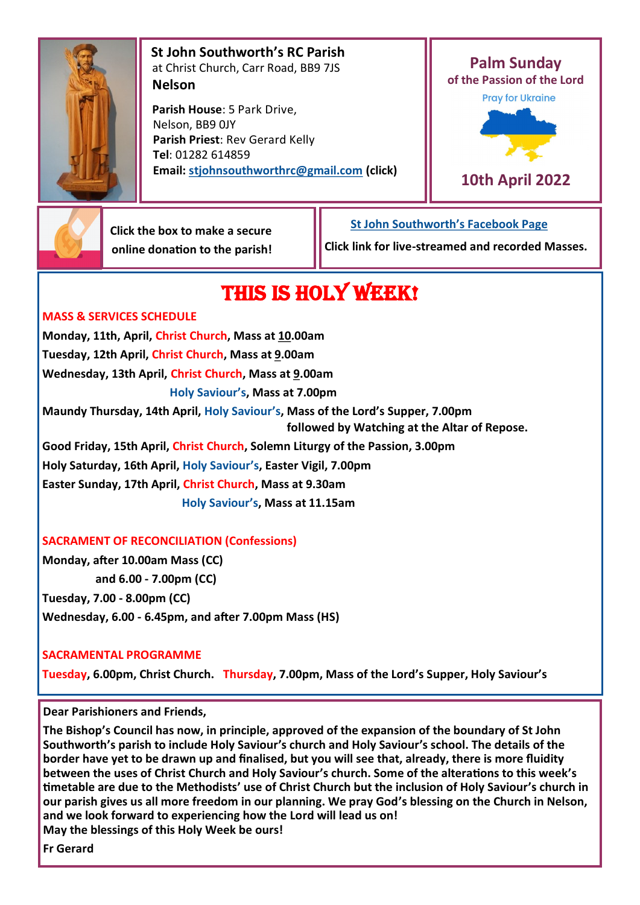**St John Southworth's RC Parish**
at Christ Church, Carr Road, BB9 7JS
**Nelson**

**Parish House**: 5 Park Drive,
Nelson, BB9 0JY
**Parish Priest**: Rev Gerard Kelly
**Tel**: 01282 614859
**Email: stjohnsouthworthrc@gmail.com (click)**

## Palm Sunday
of the Passion of the Lord

Pray for Ukraine

**10th April 2022**

Click the box to make a secure online donation to the parish!

St John Southworth's Facebook Page

Click link for live-streamed and recorded Masses.

# THIS IS HOLY WEEK!

**MASS & SERVICES SCHEDULE**

**Monday, 11th, April, Christ Church, Mass at 10.00am**
**Tuesday, 12th April, Christ Church, Mass at 9.00am**
**Wednesday, 13th April, Christ Church, Mass at 9.00am**
**Holy Saviour's, Mass at 7.00pm**
**Maundy Thursday, 14th April, Holy Saviour's, Mass of the Lord's Supper, 7.00pm followed by Watching at the Altar of Repose.**
**Good Friday, 15th April, Christ Church, Solemn Liturgy of the Passion, 3.00pm**
**Holy Saturday, 16th April, Holy Saviour's, Easter Vigil, 7.00pm**
**Easter Sunday, 17th April, Christ Church, Mass at 9.30am**
**Holy Saviour's, Mass at 11.15am**

**SACRAMENT OF RECONCILIATION (Confessions)**

**Monday, after 10.00am Mass (CC)**
**and 6.00 - 7.00pm (CC)**
**Tuesday, 7.00 - 8.00pm (CC)**
**Wednesday, 6.00 - 6.45pm, and after 7.00pm Mass (HS)**

**SACRAMENTAL PROGRAMME**

**Tuesday, 6.00pm, Christ Church. Thursday, 7.00pm, Mass of the Lord's Supper, Holy Saviour's**

**Dear Parishioners and Friends,**

**The Bishop's Council has now, in principle, approved of the expansion of the boundary of St John Southworth's parish to include Holy Saviour's church and Holy Saviour's school. The details of the border have yet to be drawn up and finalised, but you will see that, already, there is more fluidity between the uses of Christ Church and Holy Saviour's church. Some of the alterations to this week's timetable are due to the Methodists' use of Christ Church but the inclusion of Holy Saviour's church in our parish gives us all more freedom in our planning. We pray God's blessing on the Church in Nelson, and we look forward to experiencing how the Lord will lead us on!**
**May the blessings of this Holy Week be ours!**

**Fr Gerard**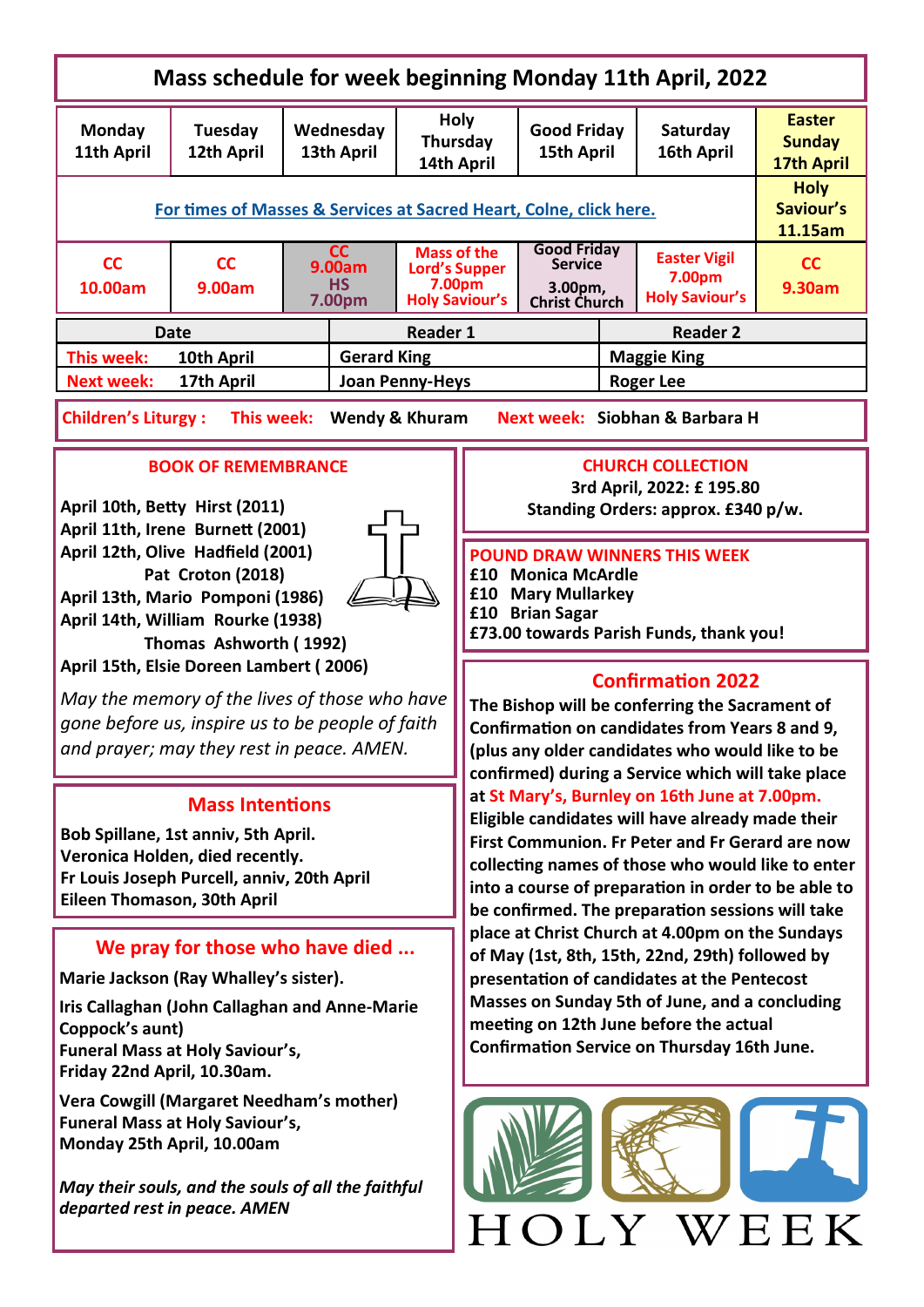## Mass schedule for week beginning Monday 11th April, 2022

| Monday 11th April | Tuesday 12th April | Wednesday 13th April | Holy Thursday 14th April | Good Friday 15th April | Saturday 16th April | Easter Sunday 17th April |
|---|---|---|---|---|---|---|
| For times of Masses & Services at Sacred Heart, Colne, click here. | | | | | | Holy Saviour's 11.15am |
| CC 10.00am | CC 9.00am | CC 9.00am HS 7.00pm | Mass of the Lord's Supper 7.00pm Holy Saviour's | Good Friday Service 3.00pm, Christ Church | Easter Vigil 7.00pm Holy Saviour's | CC 9.30am |

| Date | | Reader 1 | Reader 2 |
|---|---|---|---|
| This week: | 10th April | Gerard King | Maggie King |
| Next week: | 17th April | Joan Penny-Heys | Roger Lee |

**Children's Liturgy :** This week: Wendy & Khuram Next week: Siobhan & Barbara H

### BOOK OF REMEMBRANCE

April 10th, Betty Hirst (2011)
April 11th, Irene Burnett (2001)
April 12th, Olive Hadfield (2001)
Pat Croton (2018)
April 13th, Mario Pomponi (1986)
April 14th, William Rourke (1938)
Thomas Ashworth ( 1992)
April 15th, Elsie Doreen Lambert ( 2006)

*May the memory of the lives of those who have gone before us, inspire us to be people of faith and prayer; may they rest in peace. AMEN.*

### Mass Intentions

Bob Spillane, 1st anniv, 5th April.
Veronica Holden, died recently.
Fr Louis Joseph Purcell, anniv, 20th April
Eileen Thomason, 30th April

### We pray for those who have died ...

Marie Jackson (Ray Whalley's sister).

Iris Callaghan (John Callaghan and Anne-Marie Coppock's aunt)
Funeral Mass at Holy Saviour's,
Friday 22nd April, 10.30am.

Vera Cowgill (Margaret Needham's mother)
Funeral Mass at Holy Saviour's,
Monday 25th April, 10.00am

*May their souls, and the souls of all the faithful departed rest in peace. AMEN*

### CHURCH COLLECTION

3rd April, 2022: £ 195.80
Standing Orders: approx. £340 p/w.

### POUND DRAW WINNERS THIS WEEK

£10 Monica McArdle
£10 Mary Mullarkey
£10 Brian Sagar
£73.00 towards Parish Funds, thank you!

### Confirmation 2022

The Bishop will be conferring the Sacrament of Confirmation on candidates from Years 8 and 9, (plus any older candidates who would like to be confirmed) during a Service which will take place at St Mary's, Burnley on 16th June at 7.00pm. Eligible candidates will have already made their First Communion. Fr Peter and Fr Gerard are now collecting names of those who would like to enter into a course of preparation in order to be able to be confirmed. The preparation sessions will take place at Christ Church at 4.00pm on the Sundays of May (1st, 8th, 15th, 22nd, 29th) followed by presentation of candidates at the Pentecost Masses on Sunday 5th of June, and a concluding meeting on 12th June before the actual Confirmation Service on Thursday 16th June.

HOLY WEEK